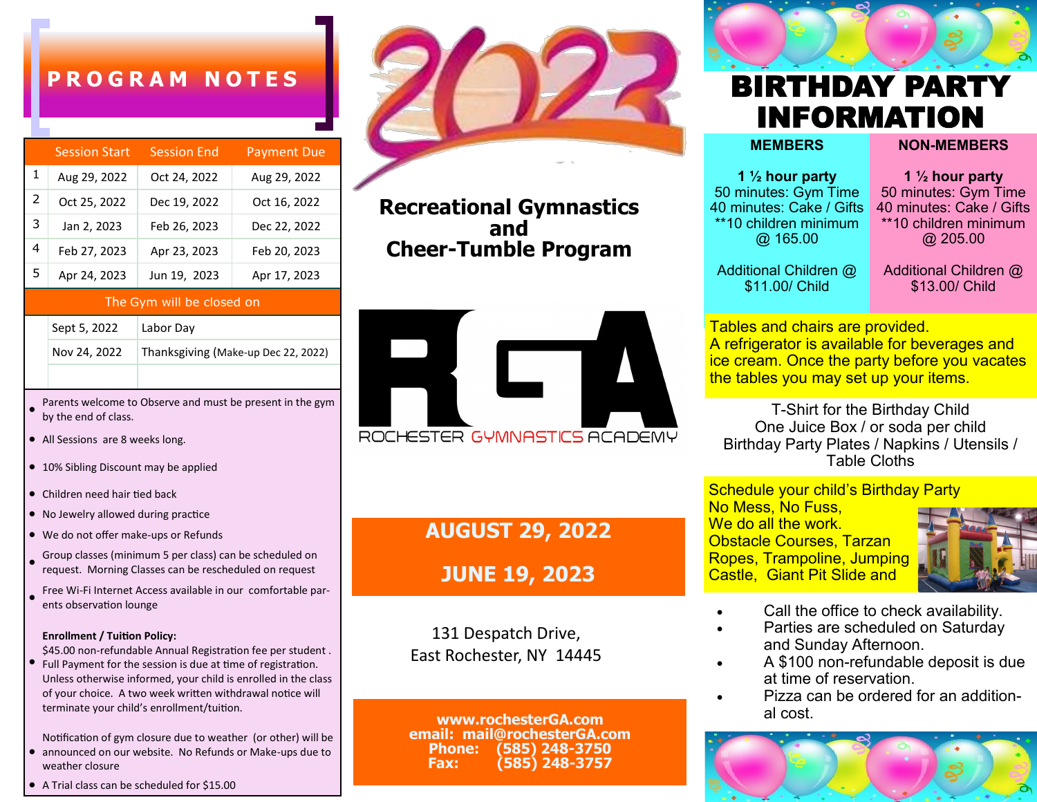# PROGRAM NOTES

| | Session Start | Session End | Payment Due |
|---|---|---|---|
| 1 | Aug 29, 2022 | Oct 24, 2022 | Aug 29, 2022 |
| 2 | Oct 25, 2022 | Dec 19, 2022 | Oct 16, 2022 |
| 3 | Jan 2, 2023 | Feb 26, 2023 | Dec 22, 2022 |
| 4 | Feb 27, 2023 | Apr 23, 2023 | Feb 20, 2023 |
| 5 | Apr 24, 2023 | Jun 19, 2023 | Apr 17, 2023 |

**The Gym will be closed on**

| Date | Holiday |
|---|---|
| Sept 5, 2022 | Labor Day |
| Nov 24, 2022 | Thanksgiving (Make-up Dec 22, 2022) |

- Parents welcome to Observe and must be present in the gym by the end of class.
- All Sessions are 8 weeks long.
- 10% Sibling Discount may be applied
- Children need hair tied back
- No Jewelry allowed during practice
- We do not offer make-ups or Refunds
- Group classes (minimum 5 per class) can be scheduled on request. Morning Classes can be rescheduled on request
- Free Wi-Fi Internet Access available in our comfortable parents observation lounge

**Enrollment / Tuition Policy:**

- $45.00 non-refundable Annual Registration fee per student . Full Payment for the session is due at time of registration. Unless otherwise informed, your child is enrolled in the class of your choice. A two week written withdrawal notice will terminate your child's enrollment/tuition.
- Notification of gym closure due to weather (or other) will be announced on our website. No Refunds or Make-ups due to weather closure
- A Trial class can be scheduled for $15.00

# 2022

## Recreational Gymnastics and Cheer-Tumble Program

RGA
ROCHESTER GYMNASTICS ACADEMY

**AUGUST 29, 2022**

**JUNE 19, 2023**

131 Despatch Drive,
East Rochester, NY 14445

**www.rochesterGA.com**
**email: mail@rochesterGA.com**
**Phone: (585) 248-3750**
**Fax: (585) 248-3757**

# BIRTHDAY PARTY INFORMATION

| MEMBERS | NON-MEMBERS |
|---|---|
| **1 ½ hour party**<br>50 minutes: Gym Time<br>40 minutes: Cake / Gifts<br>**10 children minimum @ 165.00 | **1 ½ hour party**<br>50 minutes: Gym Time<br>40 minutes: Cake / Gifts<br>**10 children minimum @ 205.00 |
| Additional Children @ $11.00/ Child | Additional Children @ $13.00/ Child |

Tables and chairs are provided.
A refrigerator is available for beverages and ice cream. Once the party before you vacates the tables you may set up your items.

T-Shirt for the Birthday Child
One Juice Box / or soda per child
Birthday Party Plates / Napkins / Utensils / Table Cloths

Schedule your child's Birthday Party
No Mess, No Fuss,
We do all the work.
Obstacle Courses, Tarzan Ropes, Trampoline, Jumping Castle, Giant Pit Slide and

- Call the office to check availability.
- Parties are scheduled on Saturday and Sunday Afternoon.
- A $100 non-refundable deposit is due at time of reservation.
- Pizza can be ordered for an additional cost.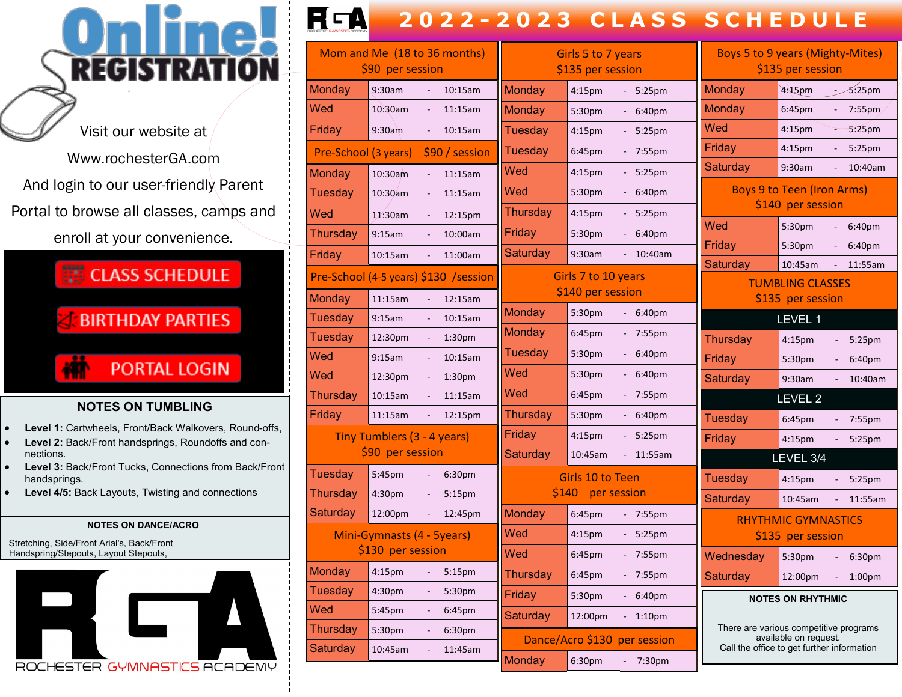# Online! REGISTRATION

Visit our website at

Www.rochesterGA.com

And login to our user-friendly Parent Portal to browse all classes, camps and enroll at your convenience.

CLASS SCHEDULE

BIRTHDAY PARTIES

PORTAL LOGIN

## NOTES ON TUMBLING

- **Level 1:** Cartwheels, Front/Back Walkovers, Round-offs,
- **Level 2:** Back/Front handsprings, Roundoffs and con-nections.
- **Level 3:** Back/Front Tucks, Connections from Back/Front handsprings.
- **Level 4/5:** Back Layouts, Twisting and connections

## NOTES ON DANCE/ACRO

Stretching, Side/Front Arial's, Back/Front Handspring/Stepouts, Layout Stepouts,

RGA ROCHESTER GYMNASTICS ACADEMY

# 2022-2023 CLASS SCHEDULE

| Mom and Me (18 to 36 months) $90 per session | | |
|---|---|---|
| Monday | 9:30am | 10:15am |
| Wed | 10:30am | 11:15am |
| Friday | 9:30am | 10:15am |

| Pre-School (3 years) $90 / session | | |
|---|---|---|
| Monday | 10:30am | 11:15am |
| Tuesday | 10:30am | 11:15am |
| Wed | 11:30am | 12:15pm |
| Thursday | 9:15am | 10:00am |
| Friday | 10:15am | 11:00am |

| Pre-School (4-5 years) $130 /session | | |
|---|---|---|
| Monday | 11:15am | 12:15am |
| Tuesday | 9:15am | 10:15am |
| Tuesday | 12:30pm | 1:30pm |
| Wed | 9:15am | 10:15am |
| Wed | 12:30pm | 1:30pm |
| Thursday | 10:15am | 11:15am |
| Friday | 11:15am | 12:15pm |

| Tiny Tumblers (3 - 4 years) $90 per session | | |
|---|---|---|
| Tuesday | 5:45pm | 6:30pm |
| Thursday | 4:30pm | 5:15pm |
| Saturday | 12:00pm | 12:45pm |

| Mini-Gymnasts (4 - 5years) $130 per session | | |
|---|---|---|
| Monday | 4:15pm | 5:15pm |
| Tuesday | 4:30pm | 5:30pm |
| Wed | 5:45pm | 6:45pm |
| Thursday | 5:30pm | 6:30pm |
| Saturday | 10:45am | 11:45am |

| Girls 5 to 7 years $135 per session | | |
|---|---|---|
| Monday | 4:15pm | 5:25pm |
| Monday | 5:30pm | 6:40pm |
| Tuesday | 4:15pm | 5:25pm |
| Tuesday | 6:45pm | 7:55pm |
| Wed | 4:15pm | 5:25pm |
| Wed | 5:30pm | 6:40pm |
| Thursday | 4:15pm | 5:25pm |
| Friday | 5:30pm | 6:40pm |
| Saturday | 9:30am | 10:40am |

| Girls 7 to 10 years $140 per session | | |
|---|---|---|
| Monday | 5:30pm | 6:40pm |
| Monday | 6:45pm | 7:55pm |
| Tuesday | 5:30pm | 6:40pm |
| Wed | 5:30pm | 6:40pm |
| Wed | 6:45pm | 7:55pm |
| Thursday | 5:30pm | 6:40pm |
| Friday | 4:15pm | 5:25pm |
| Saturday | 10:45am | 11:55am |

| Girls 10 to Teen $140 per session | | |
|---|---|---|
| Monday | 6:45pm | 7:55pm |
| Wed | 4:15pm | 5:25pm |
| Wed | 6:45pm | 7:55pm |
| Thursday | 6:45pm | 7:55pm |
| Friday | 5:30pm | 6:40pm |
| Saturday | 12:00pm | 1:10pm |

| Dance/Acro $130 per session | | |
|---|---|---|
| Monday | 6:30pm | 7:30pm |

| Boys 5 to 9 years (Mighty-Mites) $135 per session | | |
|---|---|---|
| Monday | 4:15pm | 5:25pm |
| Monday | 6:45pm | 7:55pm |
| Wed | 4:15pm | 5:25pm |
| Friday | 4:15pm | 5:25pm |
| Saturday | 9:30am | 10:40am |

| Boys 9 to Teen (Iron Arms) $140 per session | | |
|---|---|---|
| Wed | 5:30pm | 6:40pm |
| Friday | 5:30pm | 6:40pm |
| Saturday | 10:45am | 11:55am |

| TUMBLING CLASSES $135 per session | | |
|---|---|---|
| **LEVEL 1** | | |
| Thursday | 4:15pm | 5:25pm |
| Friday | 5:30pm | 6:40pm |
| Saturday | 9:30am | 10:40am |
| **LEVEL 2** | | |
| Tuesday | 6:45pm | 7:55pm |
| Friday | 4:15pm | 5:25pm |
| **LEVEL 3/4** | | |
| Tuesday | 4:15pm | 5:25pm |
| Saturday | 10:45am | 11:55am |

| RHYTHMIC GYMNASTICS $135 per session | | |
|---|---|---|
| Wednesday | 5:30pm | 6:30pm |
| Saturday | 12:00pm | 1:00pm |

## NOTES ON RHYTHMIC

There are various competitive programs available on request.
Call the office to get further information